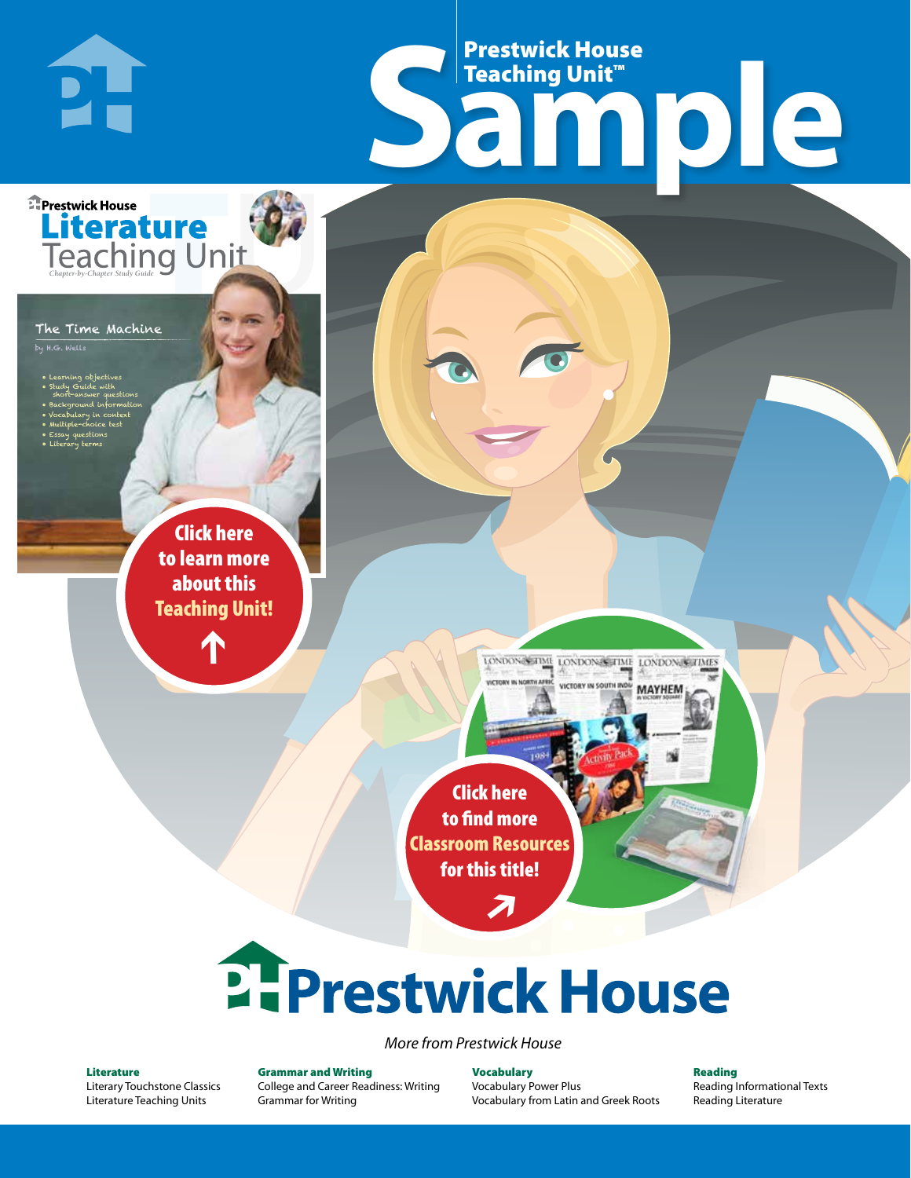# Prestwick House Teaching Unit™

# Sample

Prestwick House

**Literature**

Teaching Unit

*Chapter-by-Chapter Study Guide*

The Time Machine

by H.G. Wells

- Learning objectives
- Study Guide with short-answer questions
- Background information
- Vocabulary in context
- Multiple-choice test
- Essay questions
- Literary terms

**Click here to learn more about this Teaching Unit!**

**Click here to find more Classroom Resources for this title!**

# Prestwick House

*More from Prestwick House*

**Literature**
Literary Touchstone Classics
Literature Teaching Units

**Grammar and Writing**
College and Career Readiness: Writing
Grammar for Writing

**Vocabulary**
Vocabulary Power Plus
Vocabulary from Latin and Greek Roots

**Reading**
Reading Informational Texts
Reading Literature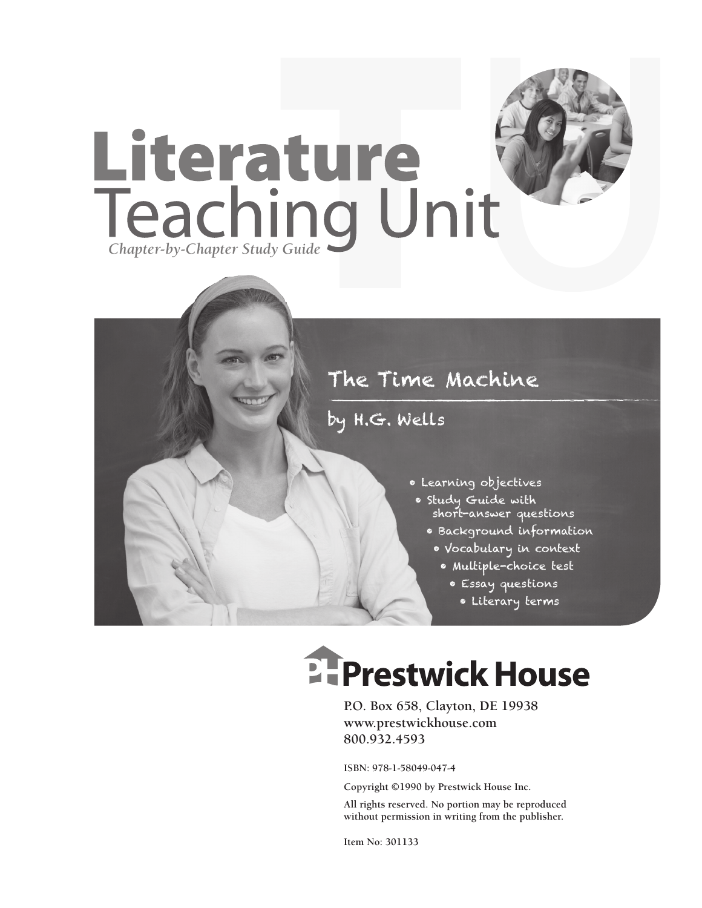# Literature Teaching Unit

*Chapter-by-Chapter Study Guide*

## The Time Machine

### by H.G. Wells

- Learning objectives
- Study Guide with short-answer questions
- Background information
- Vocabulary in context
- Multiple-choice test
- Essay questions
- Literary terms

**Prestwick House**

P.O. Box 658, Clayton, DE 19938
www.prestwickhouse.com
800.932.4593

ISBN: 978-1-58049-047-4

Copyright ©1990 by Prestwick House Inc.

All rights reserved. No portion may be reproduced without permission in writing from the publisher.

Item No: 301133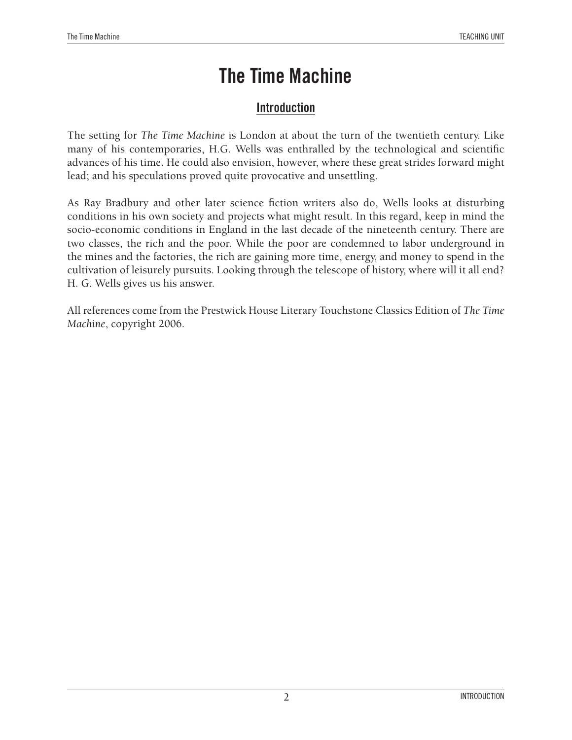# The Time Machine

## Introduction

The setting for *The Time Machine* is London at about the turn of the twentieth century. Like many of his contemporaries, H.G. Wells was enthralled by the technological and scientific advances of his time. He could also envision, however, where these great strides forward might lead; and his speculations proved quite provocative and unsettling.

As Ray Bradbury and other later science fiction writers also do, Wells looks at disturbing conditions in his own society and projects what might result. In this regard, keep in mind the socio-economic conditions in England in the last decade of the nineteenth century. There are two classes, the rich and the poor. While the poor are condemned to labor underground in the mines and the factories, the rich are gaining more time, energy, and money to spend in the cultivation of leisurely pursuits. Looking through the telescope of history, where will it all end? H. G. Wells gives us his answer.

All references come from the Prestwick House Literary Touchstone Classics Edition of *The Time Machine*, copyright 2006.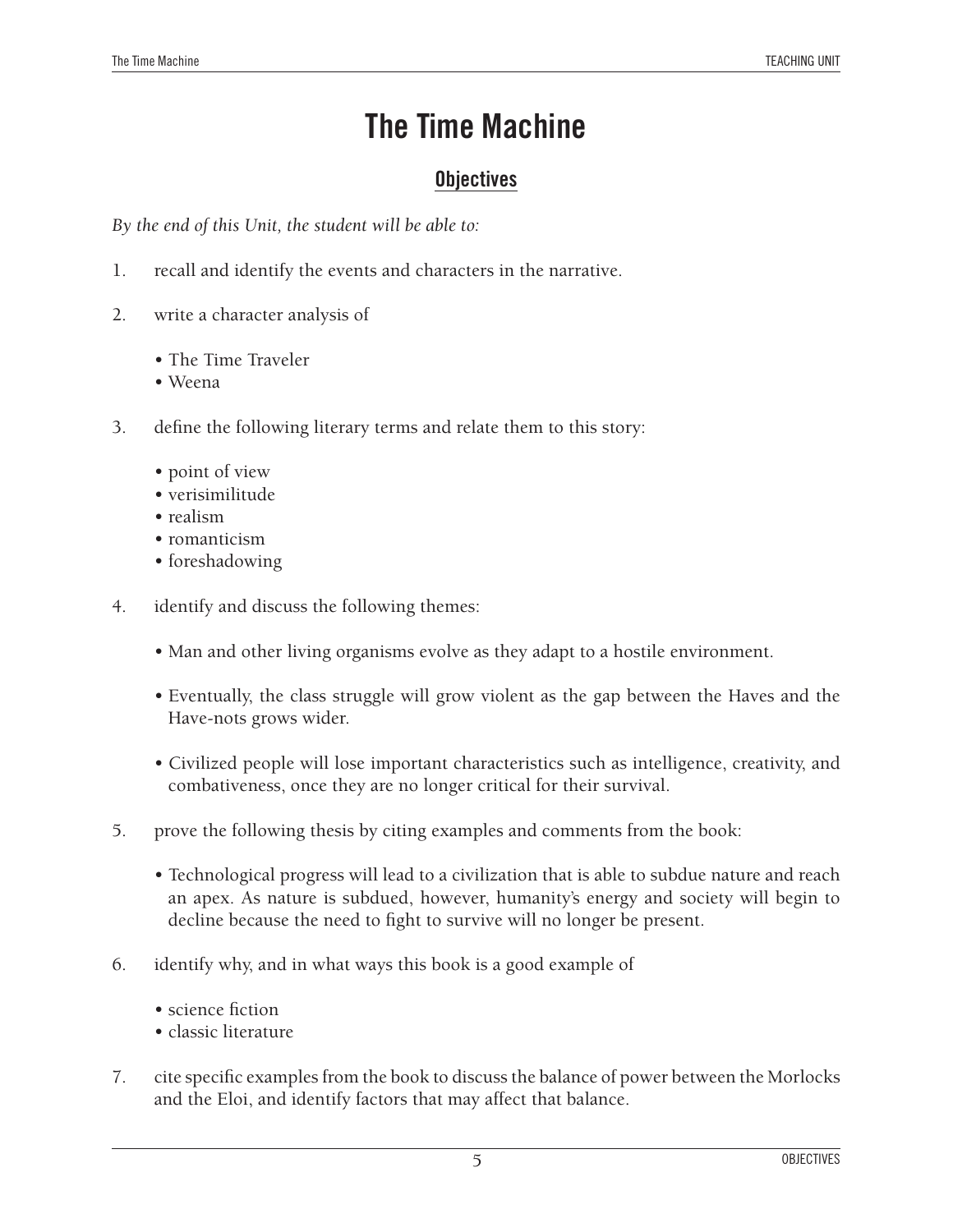# The Time Machine

## Objectives

*By the end of this Unit, the student will be able to:*

1. recall and identify the events and characters in the narrative.

2. write a character analysis of

   - The Time Traveler
   - Weena

3. define the following literary terms and relate them to this story:

   - point of view
   - verisimilitude
   - realism
   - romanticism
   - foreshadowing

4. identify and discuss the following themes:

   - Man and other living organisms evolve as they adapt to a hostile environment.

   - Eventually, the class struggle will grow violent as the gap between the Haves and the Have-nots grows wider.

   - Civilized people will lose important characteristics such as intelligence, creativity, and combativeness, once they are no longer critical for their survival.

5. prove the following thesis by citing examples and comments from the book:

   - Technological progress will lead to a civilization that is able to subdue nature and reach an apex. As nature is subdued, however, humanity's energy and society will begin to decline because the need to fight to survive will no longer be present.

6. identify why, and in what ways this book is a good example of

   - science fiction
   - classic literature

7. cite specific examples from the book to discuss the balance of power between the Morlocks and the Eloi, and identify factors that may affect that balance.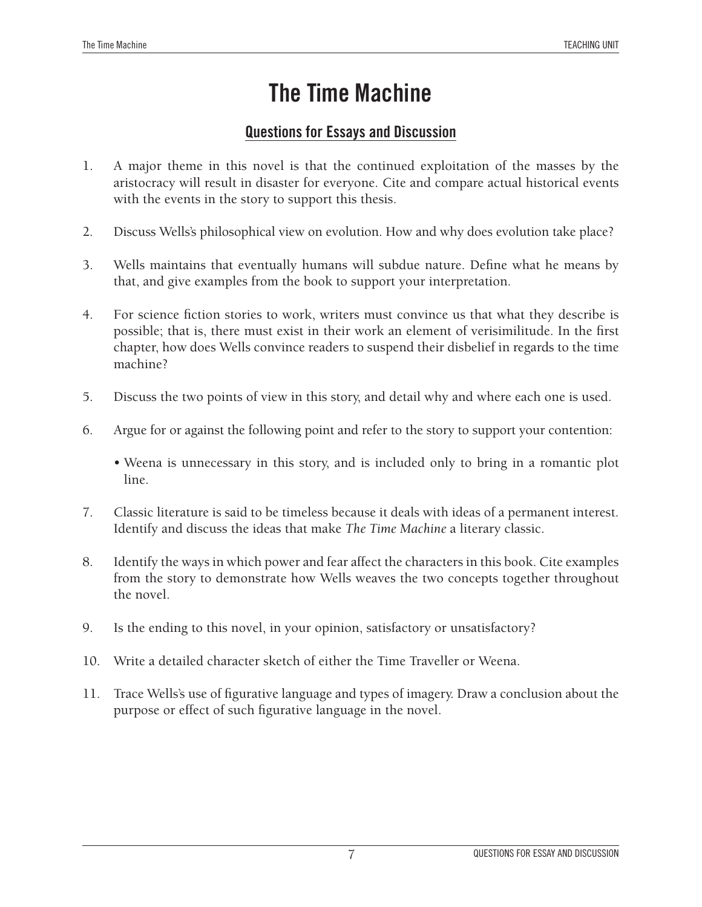# The Time Machine

## Questions for Essays and Discussion

1. A major theme in this novel is that the continued exploitation of the masses by the aristocracy will result in disaster for everyone. Cite and compare actual historical events with the events in the story to support this thesis.

2. Discuss Wells's philosophical view on evolution. How and why does evolution take place?

3. Wells maintains that eventually humans will subdue nature. Define what he means by that, and give examples from the book to support your interpretation.

4. For science fiction stories to work, writers must convince us that what they describe is possible; that is, there must exist in their work an element of verisimilitude. In the first chapter, how does Wells convince readers to suspend their disbelief in regards to the time machine?

5. Discuss the two points of view in this story, and detail why and where each one is used.

6. Argue for or against the following point and refer to the story to support your contention:

   - Weena is unnecessary in this story, and is included only to bring in a romantic plot line.

7. Classic literature is said to be timeless because it deals with ideas of a permanent interest. Identify and discuss the ideas that make *The Time Machine* a literary classic.

8. Identify the ways in which power and fear affect the characters in this book. Cite examples from the story to demonstrate how Wells weaves the two concepts together throughout the novel.

9. Is the ending to this novel, in your opinion, satisfactory or unsatisfactory?

10. Write a detailed character sketch of either the Time Traveller or Weena.

11. Trace Wells's use of figurative language and types of imagery. Draw a conclusion about the purpose or effect of such figurative language in the novel.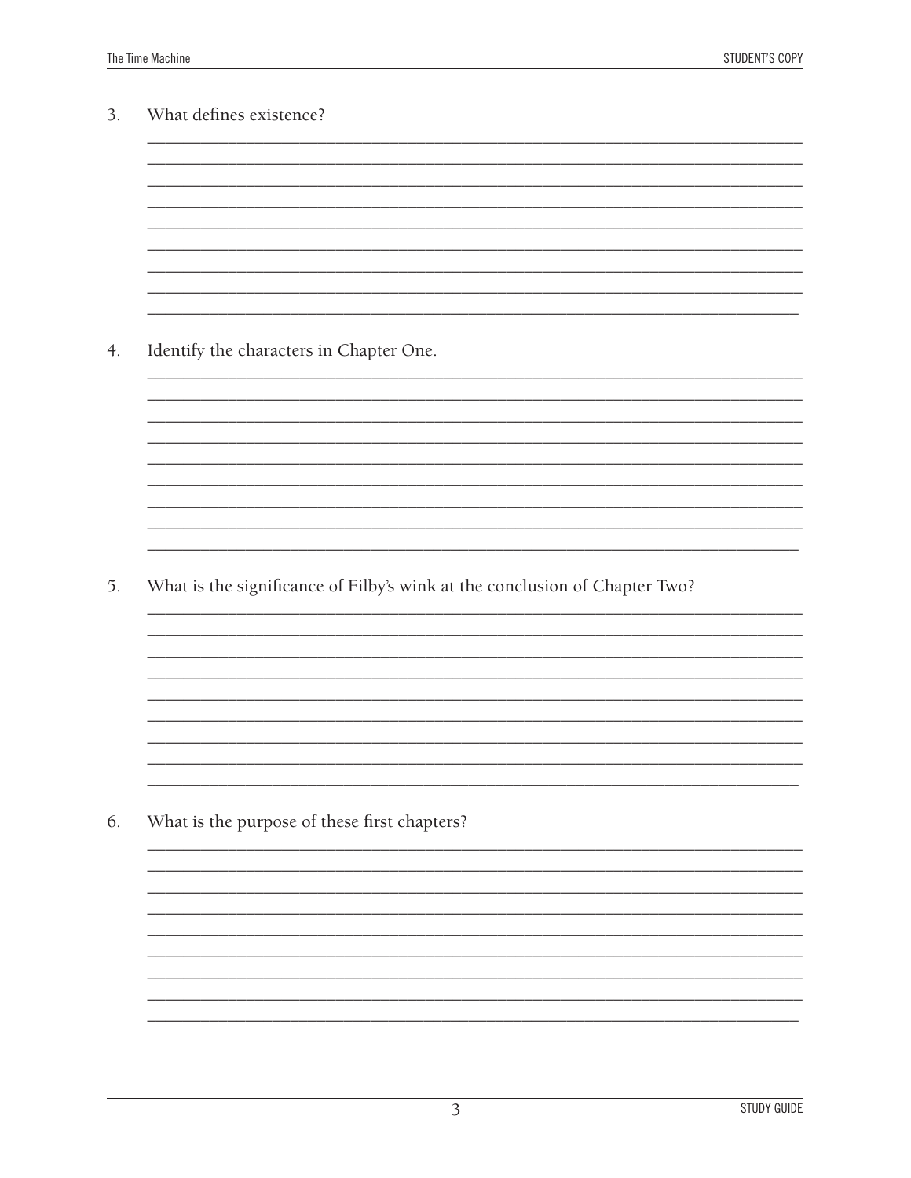3. What defines existence?

4. Identify the characters in Chapter One.

5. What is the significance of Filby's wink at the conclusion of Chapter Two?

6. What is the purpose of these first chapters?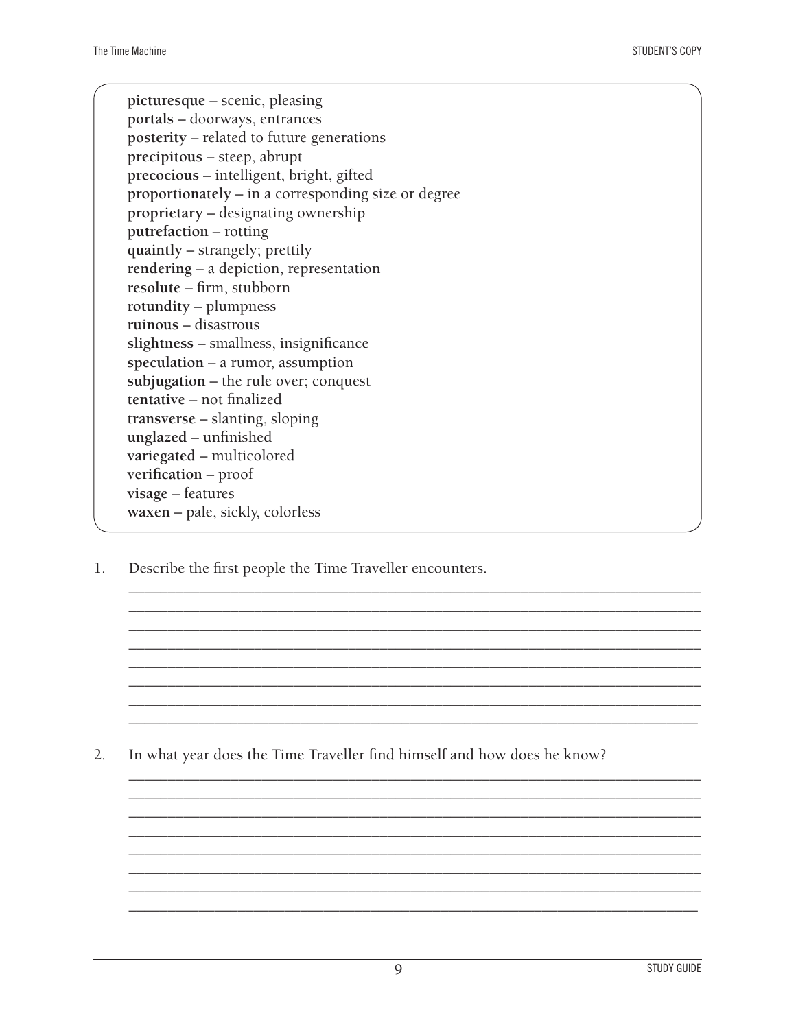**picturesque** – scenic, pleasing
**portals** – doorways, entrances
**posterity** – related to future generations
**precipitous** – steep, abrupt
**precocious** – intelligent, bright, gifted
**proportionately** – in a corresponding size or degree
**proprietary** – designating ownership
**putrefaction** – rotting
**quaintly** – strangely; prettily
**rendering** – a depiction, representation
**resolute** – firm, stubborn
**rotundity** – plumpness
**ruinous** – disastrous
**slightness** – smallness, insignificance
**speculation** – a rumor, assumption
**subjugation** – the rule over; conquest
**tentative** – not finalized
**transverse** – slanting, sloping
**unglazed** – unfinished
**variegated** – multicolored
**verification** – proof
**visage** – features
**waxen** – pale, sickly, colorless

1. Describe the first people the Time Traveller encounters.

_______________________________________________________________________________
_______________________________________________________________________________
_______________________________________________________________________________
_______________________________________________________________________________
_______________________________________________________________________________
_______________________________________________________________________________
_______________________________________________________________________________
_______________________________________________________________________________

2. In what year does the Time Traveller find himself and how does he know?

_______________________________________________________________________________
_______________________________________________________________________________
_______________________________________________________________________________
_______________________________________________________________________________
_______________________________________________________________________________
_______________________________________________________________________________
_______________________________________________________________________________
_______________________________________________________________________________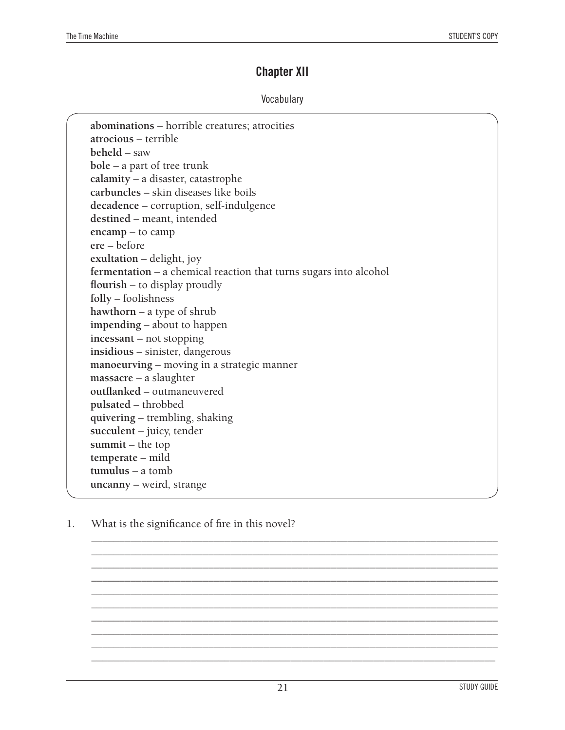## Chapter XII

Vocabulary

**abominations** – horrible creatures; atrocities
**atrocious** – terrible
**beheld** – saw
**bole** – a part of tree trunk
**calamity** – a disaster, catastrophe
**carbuncles** – skin diseases like boils
**decadence** – corruption, self-indulgence
**destined** – meant, intended
**encamp** – to camp
**ere** – before
**exultation** – delight, joy
**fermentation** – a chemical reaction that turns sugars into alcohol
**flourish** – to display proudly
**folly** – foolishness
**hawthorn** – a type of shrub
**impending** – about to happen
**incessant** – not stopping
**insidious** – sinister, dangerous
**manoeurving** – moving in a strategic manner
**massacre** – a slaughter
**outflanked** – outmaneuvered
**pulsated** – throbbed
**quivering** – trembling, shaking
**succulent** – juicy, tender
**summit** – the top
**temperate** – mild
**tumulus** – a tomb
**uncanny** – weird, strange

1. What is the significance of fire in this novel?

______________________________________________________________________
______________________________________________________________________
______________________________________________________________________
______________________________________________________________________
______________________________________________________________________
______________________________________________________________________
______________________________________________________________________
______________________________________________________________________
______________________________________________________________________
______________________________________________________________________